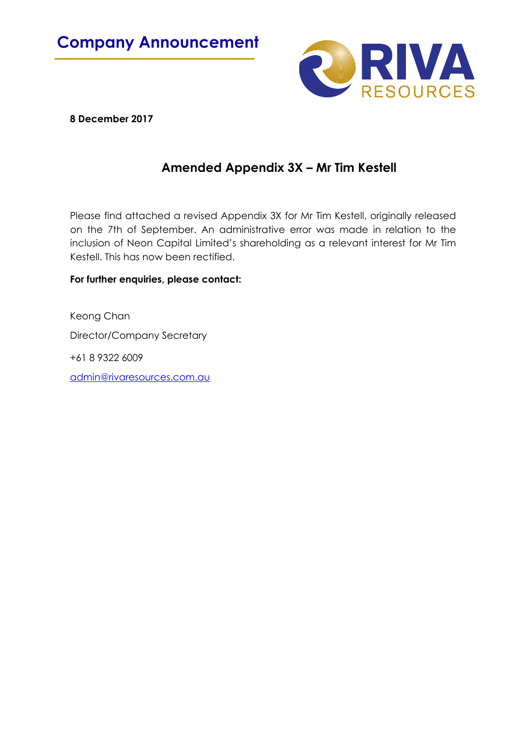# Company Announcement

RIVA RESOURCES

**8 December 2017**

## Amended Appendix 3X – Mr Tim Kestell

Please find attached a revised Appendix 3X for Mr Tim Kestell, originally released on the 7th of September. An administrative error was made in relation to the inclusion of Neon Capital Limited's shareholding as a relevant interest for Mr Tim Kestell. This has now been rectified.

**For further enquiries, please contact:**

Keong Chan

Director/Company Secretary

+61 8 9322 6009

admin@rivaresources.com.au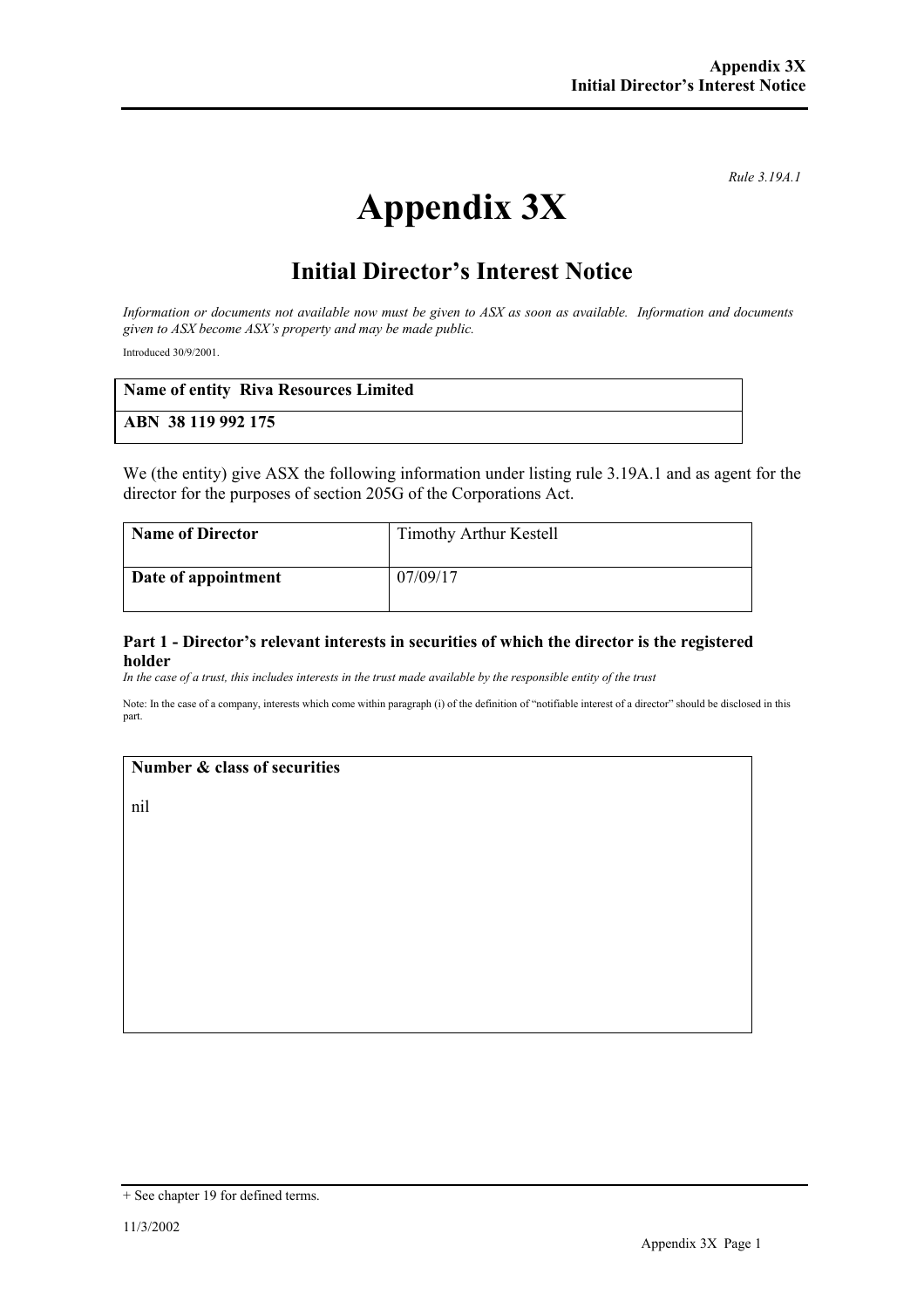*Rule 3.19A.1*

# Appendix 3X

## Initial Director's Interest Notice

*Information or documents not available now must be given to ASX as soon as available. Information and documents given to ASX become ASX's property and may be made public.*

Introduced 30/9/2001.

| **Name of entity Riva Resources Limited** |
|---|
| **ABN 38 119 992 175** |

We (the entity) give ASX the following information under listing rule 3.19A.1 and as agent for the director for the purposes of section 205G of the Corporations Act.

| **Name of Director** | Timothy Arthur Kestell |
|---|---|
| **Date of appointment** | 07/09/17 |

### Part 1 - Director's relevant interests in securities of which the director is the registered holder

*In the case of a trust, this includes interests in the trust made available by the responsible entity of the trust*

Note: In the case of a company, interests which come within paragraph (i) of the definition of "notifiable interest of a director" should be disclosed in this part.

| **Number & class of securities** |
|---|
| nil |

+ See chapter 19 for defined terms.

11/3/2002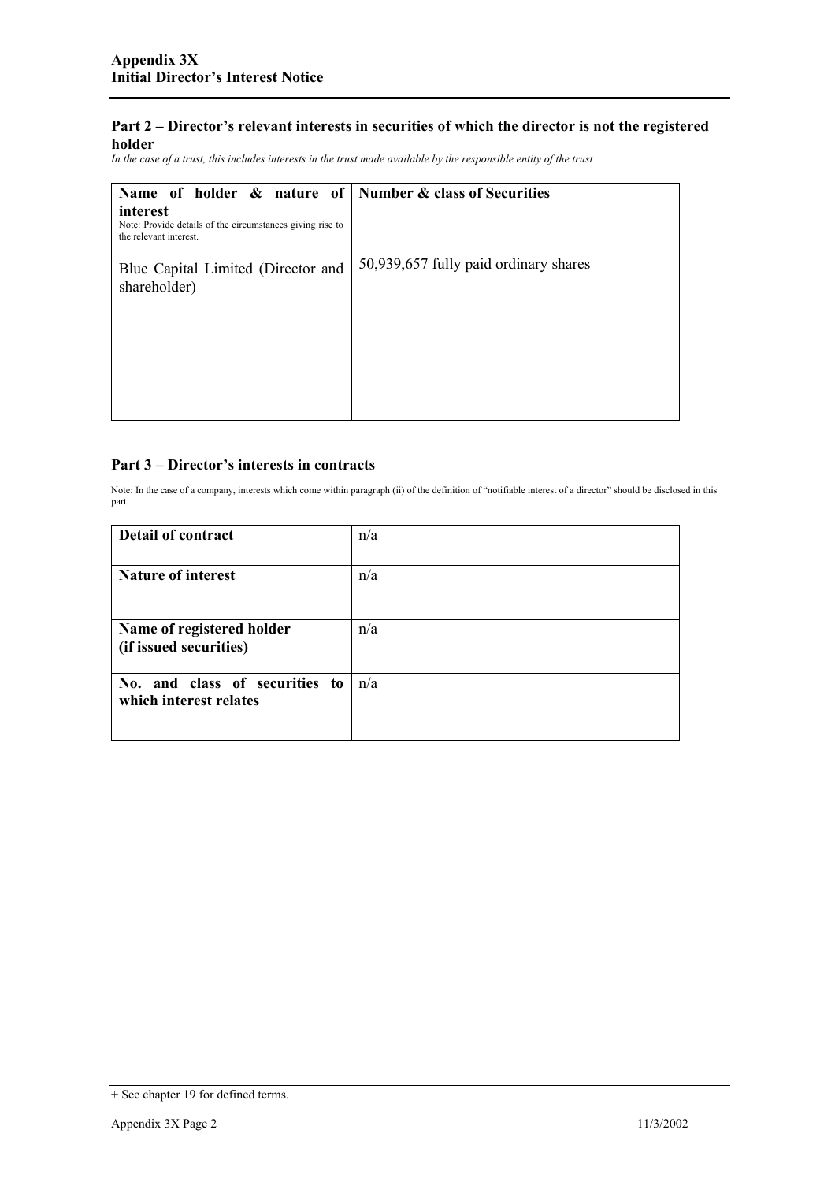## Part 2 – Director's relevant interests in securities of which the director is not the registered holder

*In the case of a trust, this includes interests in the trust made available by the responsible entity of the trust*

| **Name of holder & nature of interest**<br>Note: Provide details of the circumstances giving rise to the relevant interest. | **Number & class of Securities** |
|---|---|
| Blue Capital Limited (Director and shareholder) | 50,939,657 fully paid ordinary shares |

## Part 3 – Director's interests in contracts

Note: In the case of a company, interests which come within paragraph (ii) of the definition of "notifiable interest of a director" should be disclosed in this part.

| | |
|---|---|
| **Detail of contract** | n/a |
| **Nature of interest** | n/a |
| **Name of registered holder (if issued securities)** | n/a |
| **No. and class of securities to which interest relates** | n/a |

+ See chapter 19 for defined terms.